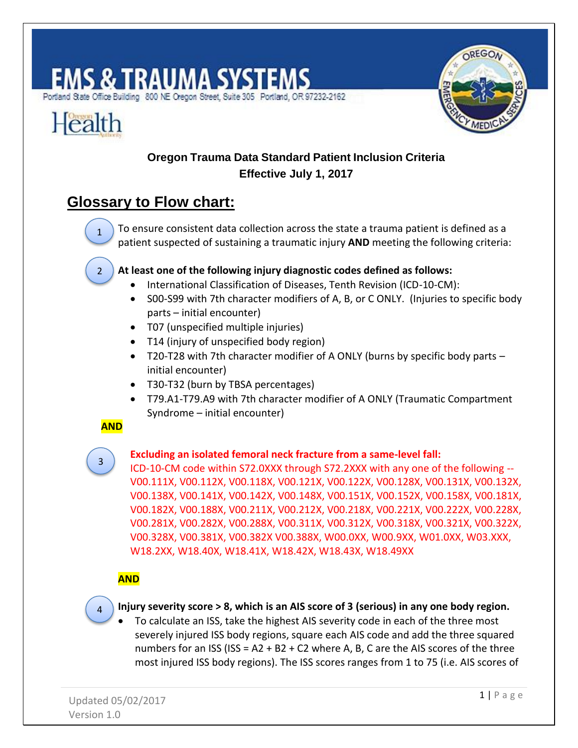# EMS & TRAUMA SYSTEMS

Portland State Office Building 800 NE Oregon Street, Suite 305 Portland, OR 97232-2162

Oregon Health Authority

**Oregon Trauma Data Standard Patient Inclusion Criteria**
**Effective July 1, 2017**

## Glossary to Flow chart:

1. To ensure consistent data collection across the state a trauma patient is defined as a patient suspected of sustaining a traumatic injury **AND** meeting the following criteria:

2. **At least one of the following injury diagnostic codes defined as follows:**
   - International Classification of Diseases, Tenth Revision (ICD-10-CM):
   - S00-S99 with 7th character modifiers of A, B, or C ONLY. (Injuries to specific body parts – initial encounter)
   - T07 (unspecified multiple injuries)
   - T14 (injury of unspecified body region)
   - T20-T28 with 7th character modifier of A ONLY (burns by specific body parts – initial encounter)
   - T30-T32 (burn by TBSA percentages)
   - T79.A1-T79.A9 with 7th character modifier of A ONLY (Traumatic Compartment Syndrome – initial encounter)

**AND**

3. **Excluding an isolated femoral neck fracture from a same-level fall:**
   ICD-10-CM code within S72.0XXX through S72.2XXX with any one of the following -- V00.111X, V00.112X, V00.118X, V00.121X, V00.122X, V00.128X, V00.131X, V00.132X, V00.138X, V00.141X, V00.142X, V00.148X, V00.151X, V00.152X, V00.158X, V00.181X, V00.182X, V00.188X, V00.211X, V00.212X, V00.218X, V00.221X, V00.222X, V00.228X, V00.281X, V00.282X, V00.288X, V00.311X, V00.312X, V00.318X, V00.321X, V00.322X, V00.328X, V00.381X, V00.382X V00.388X, W00.0XX, W00.9XX, W01.0XX, W03.XXX, W18.2XX, W18.40X, W18.41X, W18.42X, W18.43X, W18.49XX

**AND**

4. **Injury severity score > 8, which is an AIS score of 3 (serious) in any one body region.**
   - To calculate an ISS, take the highest AIS severity code in each of the three most severely injured ISS body regions, square each AIS code and add the three squared numbers for an ISS (ISS = A2 + B2 + C2 where A, B, C are the AIS scores of the three most injured ISS body regions). The ISS scores ranges from 1 to 75 (i.e. AIS scores of

Updated 05/02/2017
Version 1.0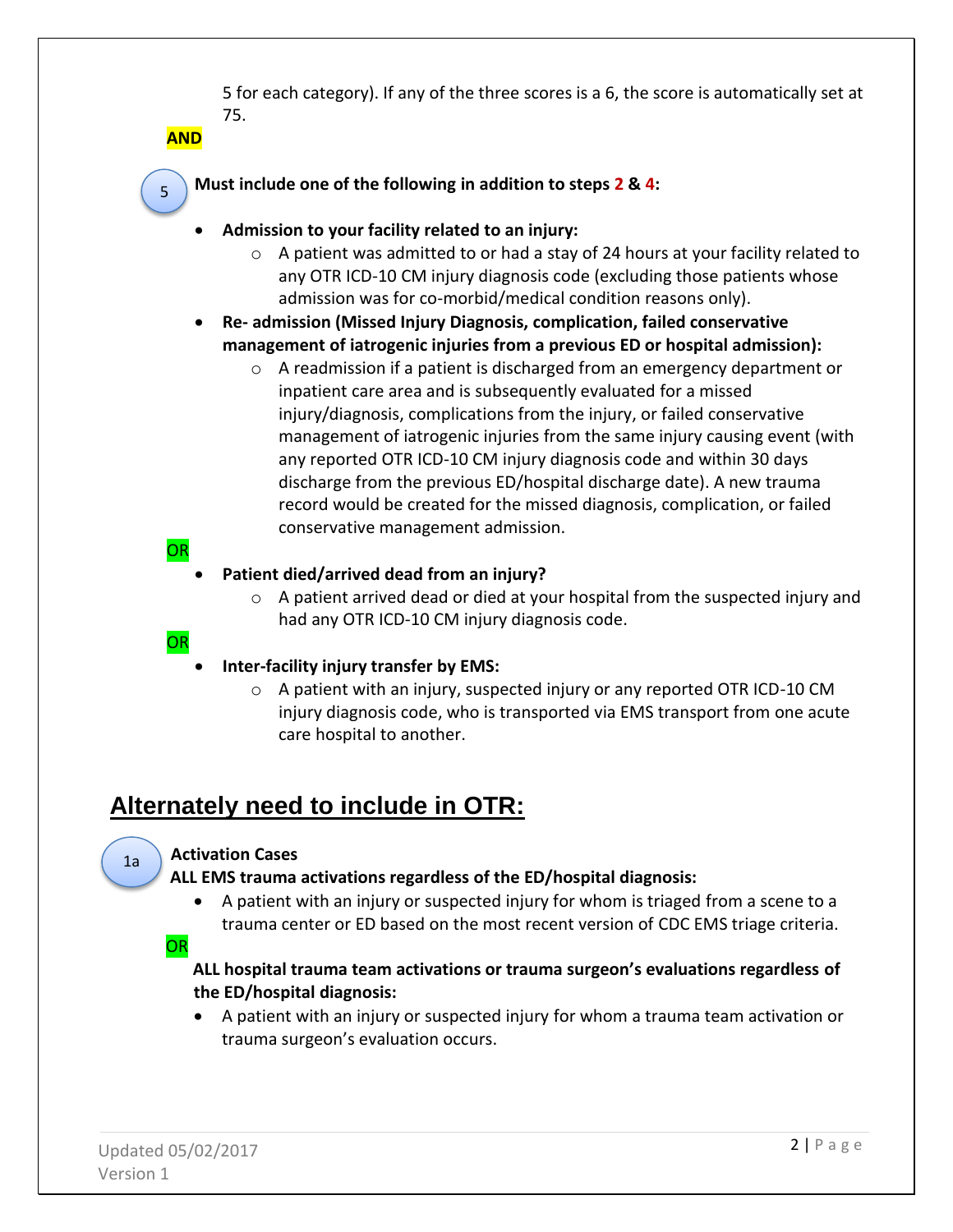5 for each category). If any of the three scores is a 6, the score is automatically set at 75.

**AND**

5 **Must include one of the following in addition to steps 2 & 4:**

- **Admission to your facility related to an injury:**
  - A patient was admitted to or had a stay of 24 hours at your facility related to any OTR ICD-10 CM injury diagnosis code (excluding those patients whose admission was for co-morbid/medical condition reasons only).
- **Re- admission (Missed Injury Diagnosis, complication, failed conservative management of iatrogenic injuries from a previous ED or hospital admission):**
  - A readmission if a patient is discharged from an emergency department or inpatient care area and is subsequently evaluated for a missed injury/diagnosis, complications from the injury, or failed conservative management of iatrogenic injuries from the same injury causing event (with any reported OTR ICD-10 CM injury diagnosis code and within 30 days discharge from the previous ED/hospital discharge date). A new trauma record would be created for the missed diagnosis, complication, or failed conservative management admission.

OR

- **Patient died/arrived dead from an injury?**
  - A patient arrived dead or died at your hospital from the suspected injury and had any OTR ICD-10 CM injury diagnosis code.

OR

- **Inter-facility injury transfer by EMS:**
  - A patient with an injury, suspected injury or any reported OTR ICD-10 CM injury diagnosis code, who is transported via EMS transport from one acute care hospital to another.

## Alternately need to include in OTR:

1a **Activation Cases**

**ALL EMS trauma activations regardless of the ED/hospital diagnosis:**

- A patient with an injury or suspected injury for whom is triaged from a scene to a trauma center or ED based on the most recent version of CDC EMS triage criteria.

OR

**ALL hospital trauma team activations or trauma surgeon's evaluations regardless of the ED/hospital diagnosis:**

- A patient with an injury or suspected injury for whom a trauma team activation or trauma surgeon's evaluation occurs.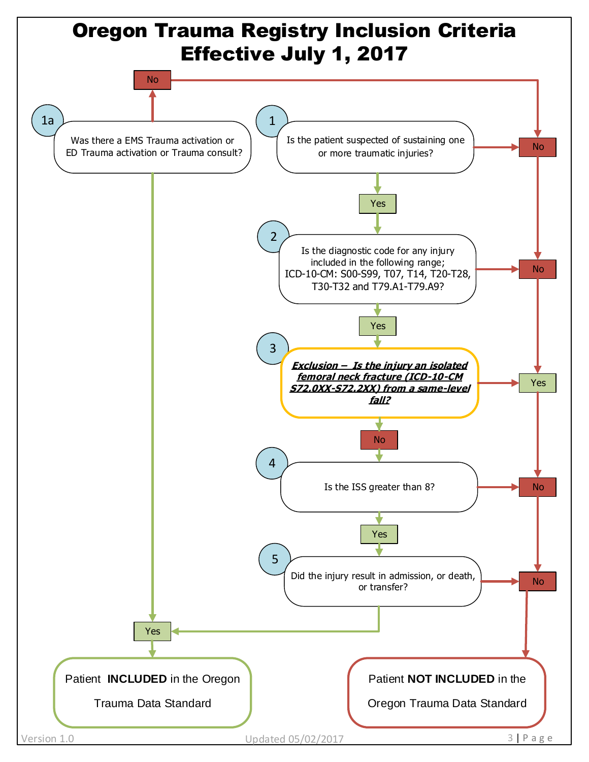# Oregon Trauma Registry Inclusion Criteria Effective July 1, 2017

1a. Was there a EMS Trauma activation or ED Trauma activation or Trauma consult?

No

Yes

1. Is the patient suspected of sustaining one or more traumatic injuries?

No

Yes

2. Is the diagnostic code for any injury included in the following range; ICD-10-CM: S00-S99, T07, T14, T20-T28, T30-T32 and T79.A1-T79.A9?

No

Yes

3. ***Exclusion – Is the injury an isolated femoral neck fracture (ICD-10-CM S72.0XX-S72.2XX) from a same-level fall?***

Yes

No

4. Is the ISS greater than 8?

No

Yes

5. Did the injury result in admission, or death, or transfer?

No

Yes

Patient **INCLUDED** in the Oregon Trauma Data Standard

Patient **NOT INCLUDED** in the Oregon Trauma Data Standard

Version 1.0

Updated 05/02/2017